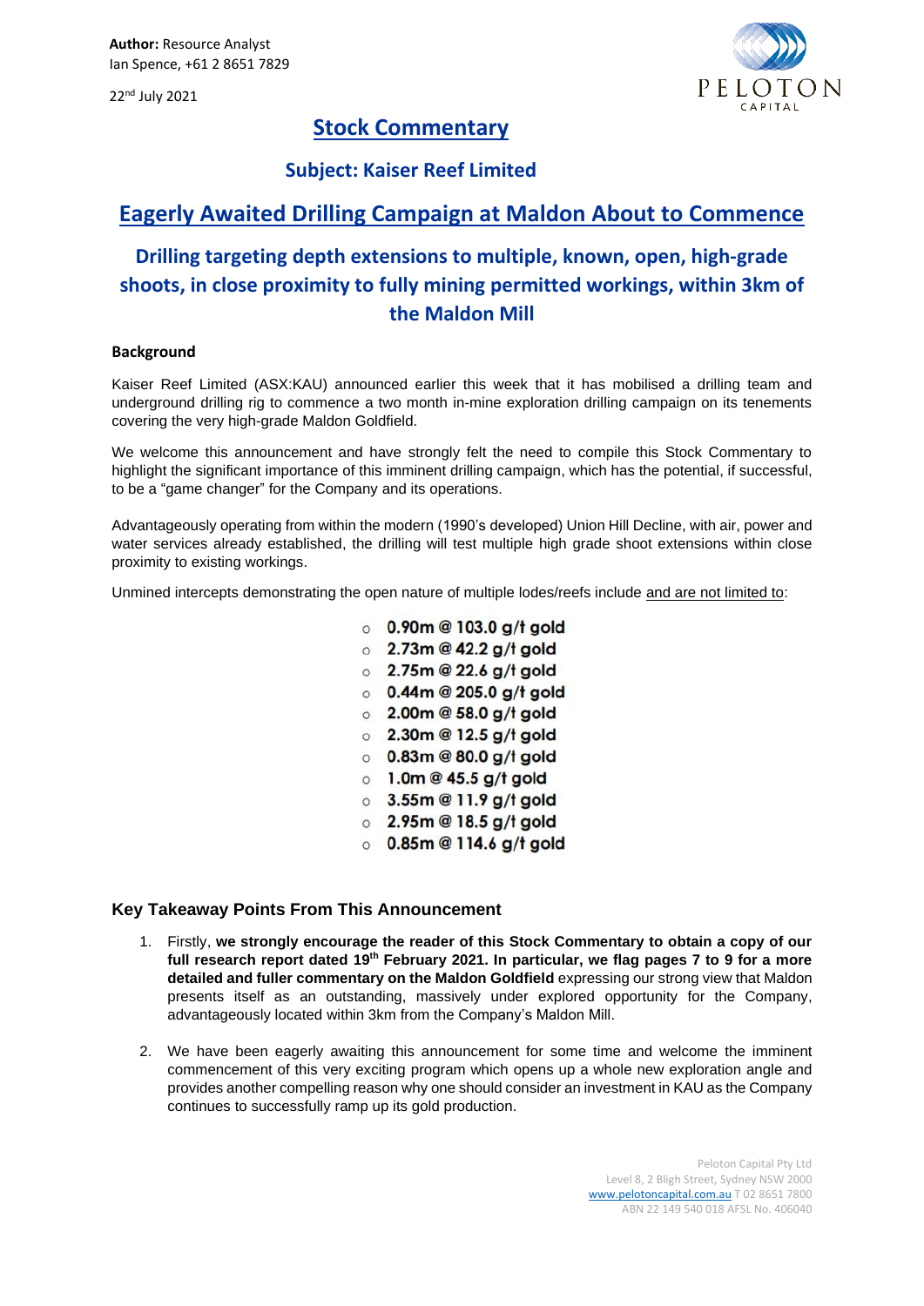**Author:** Resource Analyst
Ian Spence, +61 2 8651 7829

22nd July 2021

# Stock Commentary

## Subject: Kaiser Reef Limited

## Eagerly Awaited Drilling Campaign at Maldon About to Commence

### Drilling targeting depth extensions to multiple, known, open, high-grade shoots, in close proximity to fully mining permitted workings, within 3km of the Maldon Mill

**Background**

Kaiser Reef Limited (ASX:KAU) announced earlier this week that it has mobilised a drilling team and underground drilling rig to commence a two month in-mine exploration drilling campaign on its tenements covering the very high-grade Maldon Goldfield.

We welcome this announcement and have strongly felt the need to compile this Stock Commentary to highlight the significant importance of this imminent drilling campaign, which has the potential, if successful, to be a "game changer" for the Company and its operations.

Advantageously operating from within the modern (1990's developed) Union Hill Decline, with air, power and water services already established, the drilling will test multiple high grade shoot extensions within close proximity to existing workings.

Unmined intercepts demonstrating the open nature of multiple lodes/reefs include and are not limited to:

- **0.90m @ 103.0 g/t gold**
- **2.73m @ 42.2 g/t gold**
- **2.75m @ 22.6 g/t gold**
- **0.44m @ 205.0 g/t gold**
- **2.00m @ 58.0 g/t gold**
- **2.30m @ 12.5 g/t gold**
- **0.83m @ 80.0 g/t gold**
- **1.0m @ 45.5 g/t gold**
- **3.55m @ 11.9 g/t gold**
- **2.95m @ 18.5 g/t gold**
- **0.85m @ 114.6 g/t gold**

### Key Takeaway Points From This Announcement

1. Firstly, **we strongly encourage the reader of this Stock Commentary to obtain a copy of our full research report dated 19th February 2021. In particular, we flag pages 7 to 9 for a more detailed and fuller commentary on the Maldon Goldfield** expressing our strong view that Maldon presents itself as an outstanding, massively under explored opportunity for the Company, advantageously located within 3km from the Company's Maldon Mill.

2. We have been eagerly awaiting this announcement for some time and welcome the imminent commencement of this very exciting program which opens up a whole new exploration angle and provides another compelling reason why one should consider an investment in KAU as the Company continues to successfully ramp up its gold production.

Peloton Capital Pty Ltd
Level 8, 2 Bligh Street, Sydney NSW 2000
www.pelotoncapital.com.au T 02 8651 7800
ABN 22 149 540 018 AFSL No. 406040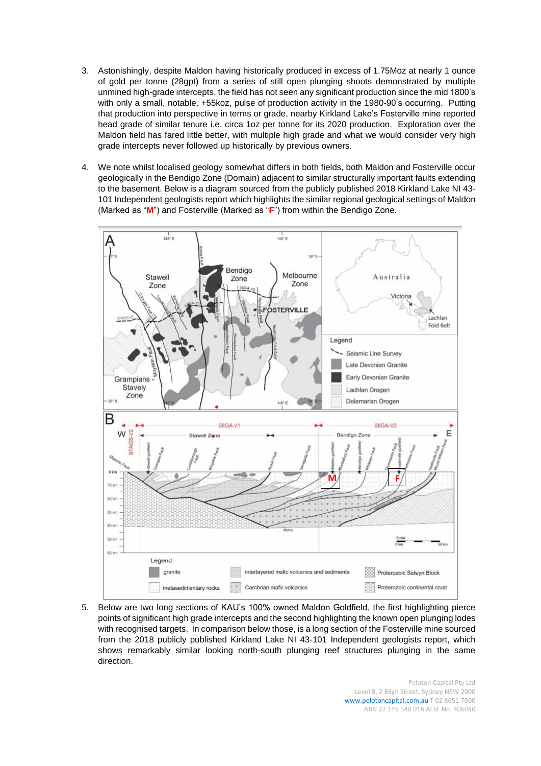3. Astonishingly, despite Maldon having historically produced in excess of 1.75Moz at nearly 1 ounce of gold per tonne (28gpt) from a series of still open plunging shoots demonstrated by multiple unmined high-grade intercepts, the field has not seen any significant production since the mid 1800's with only a small, notable, +55koz, pulse of production activity in the 1980-90's occurring. Putting that production into perspective in terms or grade, nearby Kirkland Lake's Fosterville mine reported head grade of similar tenure i.e. circa 1oz per tonne for its 2020 production. Exploration over the Maldon field has fared little better, with multiple high grade and what we would consider very high grade intercepts never followed up historically by previous owners.

4. We note whilst localised geology somewhat differs in both fields, both Maldon and Fosterville occur geologically in the Bendigo Zone (Domain) adjacent to similar structurally important faults extending to the basement. Below is a diagram sourced from the publicly published 2018 Kirkland Lake NI 43-101 Independent geologists report which highlights the similar regional geological settings of Maldon (Marked as "**M**") and Fosterville (Marked as "**F**") from within the Bendigo Zone.

5. Below are two long sections of KAU's 100% owned Maldon Goldfield, the first highlighting pierce points of significant high grade intercepts and the second highlighting the known open plunging lodes with recognised targets. In comparison below those, is a long section of the Fosterville mine sourced from the 2018 publicly published Kirkland Lake NI 43-101 Independent geologists report, which shows remarkably similar looking north-south plunging reef structures plunging in the same direction.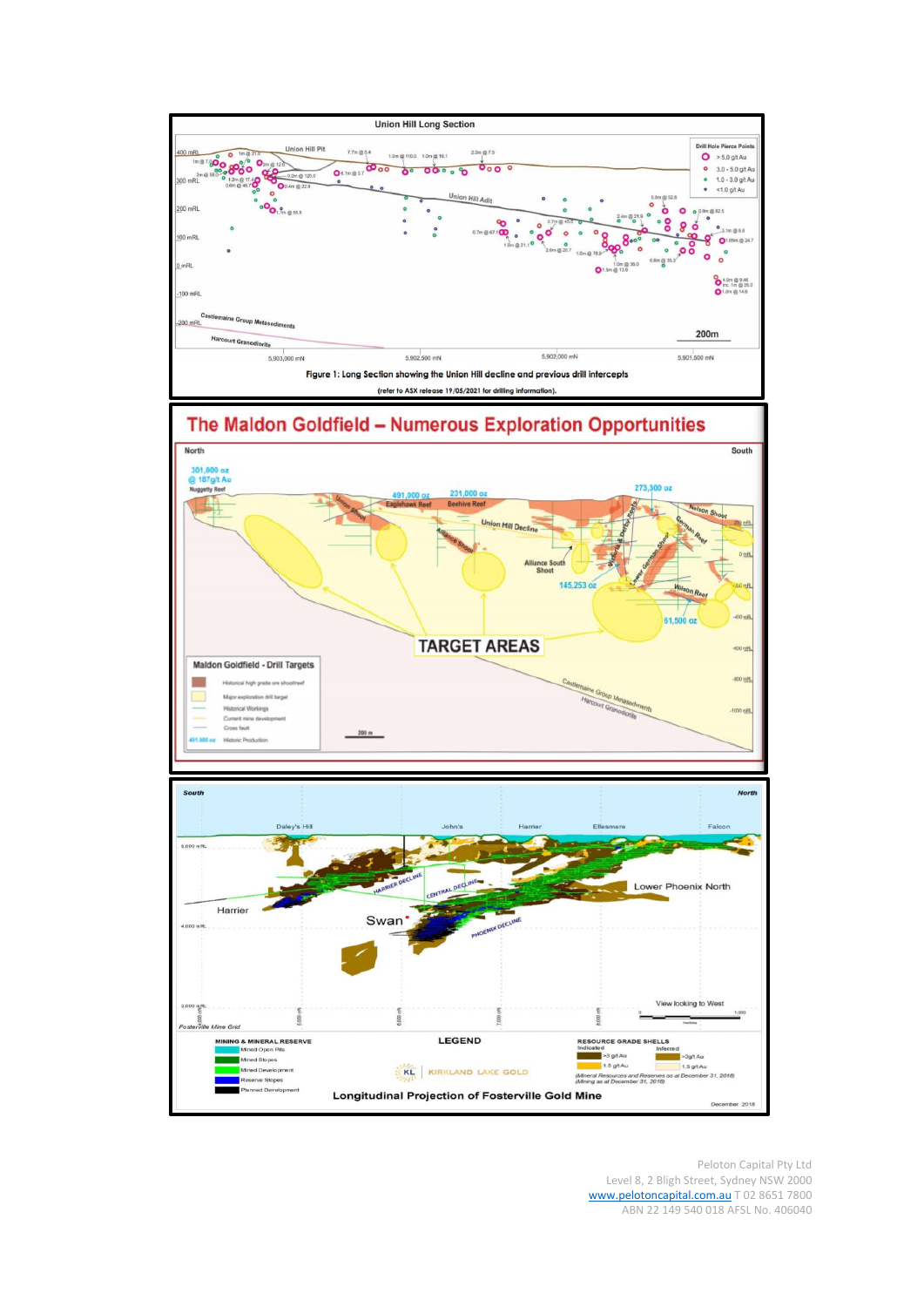**Union Hill Long Section**

**Figure 1: Long Section showing the Union Hill decline and previous drill intercepts**

(refer to ASX release 19/05/2021 for drilling information).

**The Maldon Goldfield – Numerous Exploration Opportunities**

**Longitudinal Projection of Fosterville Gold Mine**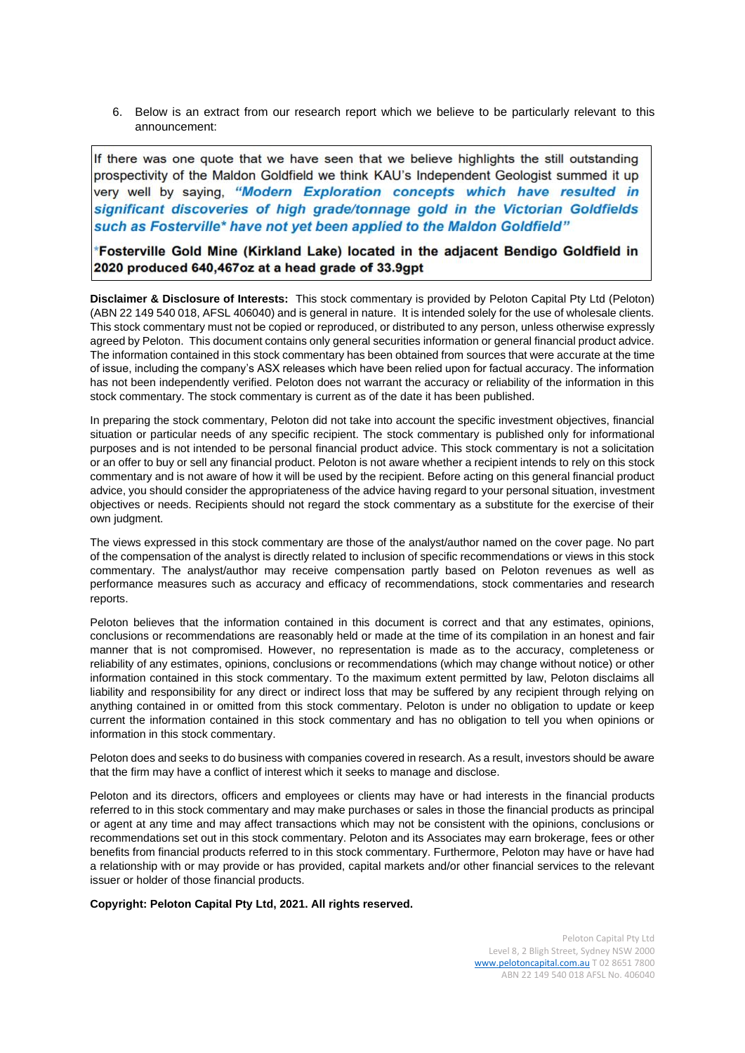6. Below is an extract from our research report which we believe to be particularly relevant to this announcement:

> If there was one quote that we have seen that we believe highlights the still outstanding prospectivity of the Maldon Goldfield we think KAU's Independent Geologist summed it up very well by saying, ***"Modern Exploration concepts which have resulted in significant discoveries of high grade/tonnage gold in the Victorian Goldfields such as Fosterville\* have not yet been applied to the Maldon Goldfield"***
>
> **\*Fosterville Gold Mine (Kirkland Lake) located in the adjacent Bendigo Goldfield in 2020 produced 640,467oz at a head grade of 33.9gpt**

**Disclaimer & Disclosure of Interests:** This stock commentary is provided by Peloton Capital Pty Ltd (Peloton) (ABN 22 149 540 018, AFSL 406040) and is general in nature. It is intended solely for the use of wholesale clients. This stock commentary must not be copied or reproduced, or distributed to any person, unless otherwise expressly agreed by Peloton. This document contains only general securities information or general financial product advice. The information contained in this stock commentary has been obtained from sources that were accurate at the time of issue, including the company's ASX releases which have been relied upon for factual accuracy. The information has not been independently verified. Peloton does not warrant the accuracy or reliability of the information in this stock commentary. The stock commentary is current as of the date it has been published.

In preparing the stock commentary, Peloton did not take into account the specific investment objectives, financial situation or particular needs of any specific recipient. The stock commentary is published only for informational purposes and is not intended to be personal financial product advice. This stock commentary is not a solicitation or an offer to buy or sell any financial product. Peloton is not aware whether a recipient intends to rely on this stock commentary and is not aware of how it will be used by the recipient. Before acting on this general financial product advice, you should consider the appropriateness of the advice having regard to your personal situation, investment objectives or needs. Recipients should not regard the stock commentary as a substitute for the exercise of their own judgment.

The views expressed in this stock commentary are those of the analyst/author named on the cover page. No part of the compensation of the analyst is directly related to inclusion of specific recommendations or views in this stock commentary. The analyst/author may receive compensation partly based on Peloton revenues as well as performance measures such as accuracy and efficacy of recommendations, stock commentaries and research reports.

Peloton believes that the information contained in this document is correct and that any estimates, opinions, conclusions or recommendations are reasonably held or made at the time of its compilation in an honest and fair manner that is not compromised. However, no representation is made as to the accuracy, completeness or reliability of any estimates, opinions, conclusions or recommendations (which may change without notice) or other information contained in this stock commentary. To the maximum extent permitted by law, Peloton disclaims all liability and responsibility for any direct or indirect loss that may be suffered by any recipient through relying on anything contained in or omitted from this stock commentary. Peloton is under no obligation to update or keep current the information contained in this stock commentary and has no obligation to tell you when opinions or information in this stock commentary.

Peloton does and seeks to do business with companies covered in research. As a result, investors should be aware that the firm may have a conflict of interest which it seeks to manage and disclose.

Peloton and its directors, officers and employees or clients may have or had interests in the financial products referred to in this stock commentary and may make purchases or sales in those the financial products as principal or agent at any time and may affect transactions which may not be consistent with the opinions, conclusions or recommendations set out in this stock commentary. Peloton and its Associates may earn brokerage, fees or other benefits from financial products referred to in this stock commentary. Furthermore, Peloton may have or have had a relationship with or may provide or has provided, capital markets and/or other financial services to the relevant issuer or holder of those financial products.

**Copyright: Peloton Capital Pty Ltd, 2021. All rights reserved.**

Peloton Capital Pty Ltd
Level 8, 2 Bligh Street, Sydney NSW 2000
www.pelotoncapital.com.au T 02 8651 7800
ABN 22 149 540 018 AFSL No. 406040